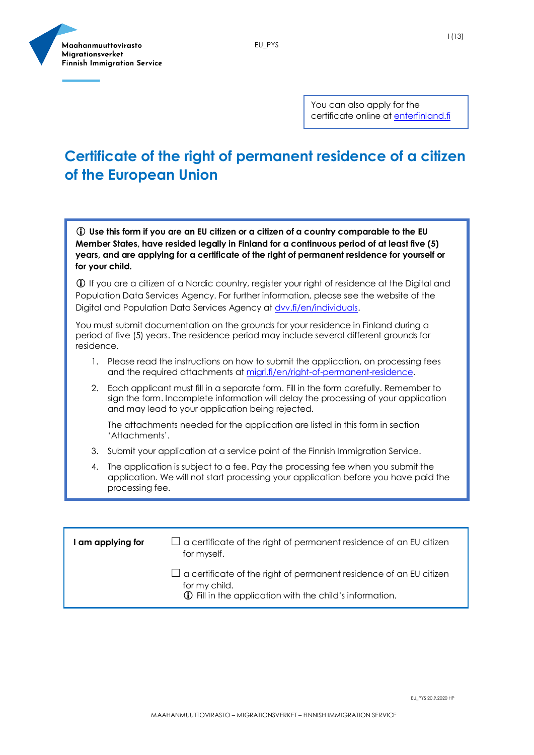Maahanmuuttovirasto
Migrationsverket
Finnish Immigration Service

EU_PYS

You can also apply for the certificate online at [enterfinland.fi](enterfinland.fi)

# Certificate of the right of permanent residence of a citizen of the European Union

ⓘ **Use this form if you are an EU citizen or a citizen of a country comparable to the EU Member States, have resided legally in Finland for a continuous period of at least five (5) years, and are applying for a certificate of the right of permanent residence for yourself or for your child.**

ⓘ If you are a citizen of a Nordic country, register your right of residence at the Digital and Population Data Services Agency. For further information, please see the website of the Digital and Population Data Services Agency at [dvv.fi/en/individuals](dvv.fi/en/individuals).

You must submit documentation on the grounds for your residence in Finland during a period of five (5) years. The residence period may include several different grounds for residence.

1. Please read the instructions on how to submit the application, on processing fees and the required attachments at [migri.fi/en/right-of-permanent-residence](migri.fi/en/right-of-permanent-residence).
2. Each applicant must fill in a separate form. Fill in the form carefully. Remember to sign the form. Incomplete information will delay the processing of your application and may lead to your application being rejected.

   The attachments needed for the application are listed in this form in section 'Attachments'.
3. Submit your application at a service point of the Finnish Immigration Service.
4. The application is subject to a fee. Pay the processing fee when you submit the application. We will not start processing your application before you have paid the processing fee.

| **I am applying for** | ☐ a certificate of the right of permanent residence of an EU citizen for myself. |
|---|---|
| | ☐ a certificate of the right of permanent residence of an EU citizen for my child. ⓘ Fill in the application with the child's information. |

EU_PYS 20.9.2020 HP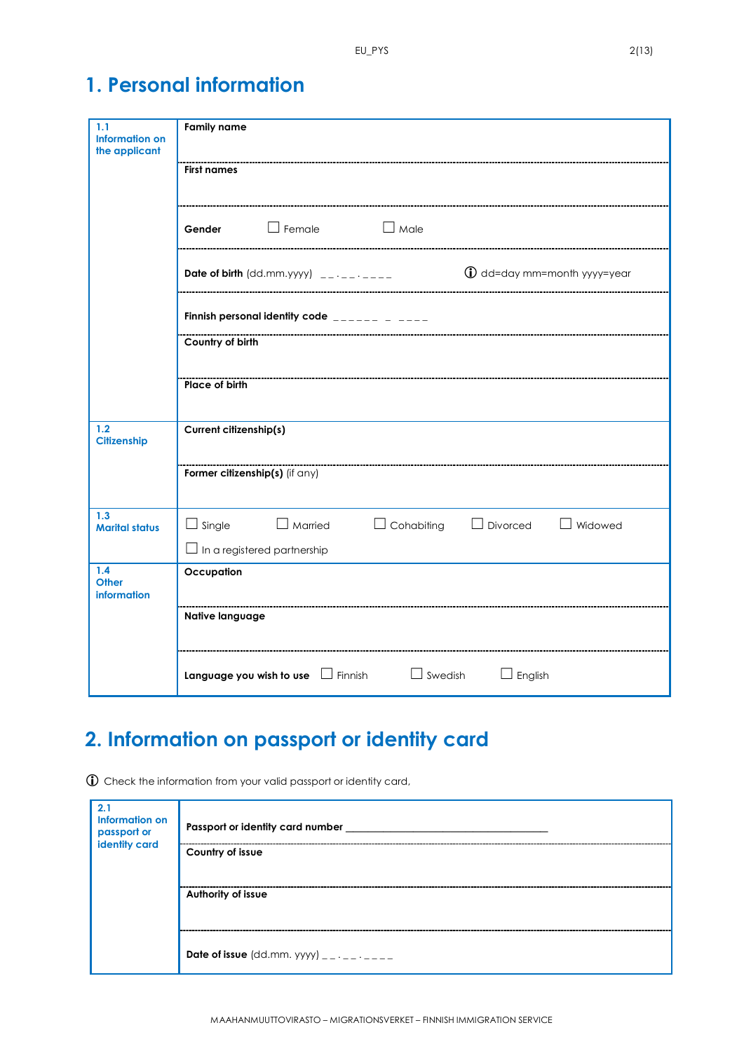# 1. Personal information

| | |
|---|---|
| **1.1 Information on the applicant** | **Family name** |
| | **First names** |
| | **Gender** ☐ Female ☐ Male |
| | **Date of birth** (dd.mm.yyyy) _ _ . _ _ . _ _ _ _ ⓘ dd=day mm=month yyyy=year |
| | **Finnish personal identity code** _ _ _ _ _ _ _ _ _ _ _ |
| | **Country of birth** |
| | **Place of birth** |
| **1.2 Citizenship** | **Current citizenship(s)** |
| | **Former citizenship(s)** (if any) |
| **1.3 Marital status** | ☐ Single ☐ Married ☐ Cohabiting ☐ Divorced ☐ Widowed ☐ In a registered partnership |
| **1.4 Other information** | **Occupation** |
| | **Native language** |
| | **Language you wish to use** ☐ Finnish ☐ Swedish ☐ English |

# 2. Information on passport or identity card

ⓘ Check the information from your valid passport or identity card,

| | |
|---|---|
| **2.1 Information on passport or identity card** | **Passport or identity card number** ______________________________ |
| | **Country of issue** |
| | **Authority of issue** |
| | **Date of issue** (dd.mm. yyyy) _ _ . _ _ . _ _ _ _ |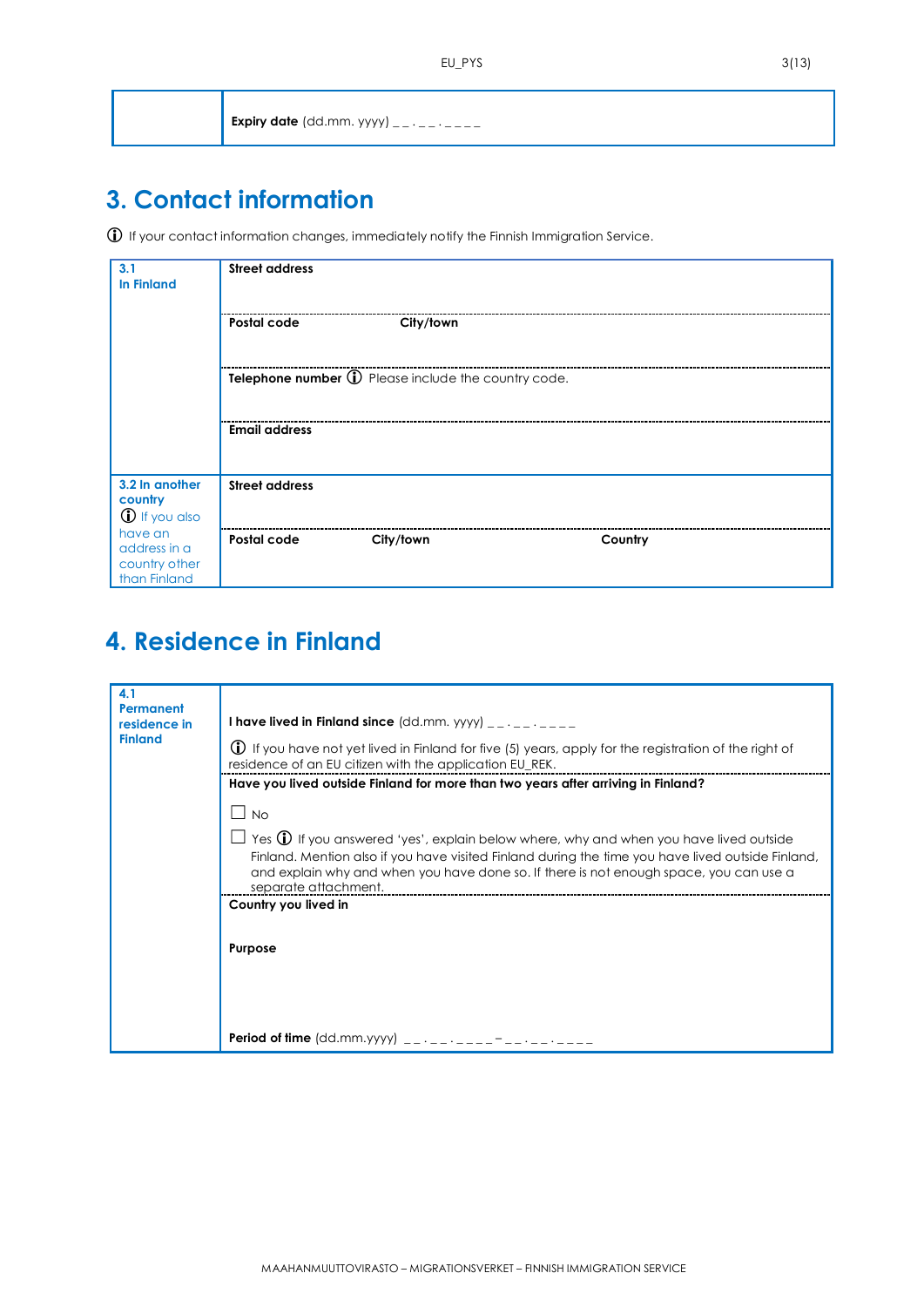| | **Expiry date** (dd.mm. yyyy) _ _ . _ _ . _ _ _ _ |
|---|---|

## 3. Contact information

ⓘ If your contact information changes, immediately notify the Finnish Immigration Service.

| | |
|---|---|
| **3.1 In Finland** | **Street address** |
| | **Postal code** **City/town** |
| | **Telephone number** ⓘ Please include the country code. |
| | **Email address** |
| **3.2 In another country** ⓘ If you also have an address in a country other than Finland | **Street address** |
| | **Postal code** **City/town** **Country** |

## 4. Residence in Finland

| | |
|---|---|
| **4.1 Permanent residence in Finland** | **I have lived in Finland since** (dd.mm. yyyy) _ _ . _ _ . _ _ _ _<br>ⓘ If you have not yet lived in Finland for five (5) years, apply for the registration of the right of residence of an EU citizen with the application EU_REK. |
| | **Have you lived outside Finland for more than two years after arriving in Finland?**<br>☐ No<br>☐ Yes ⓘ If you answered 'yes', explain below where, why and when you have lived outside Finland. Mention also if you have visited Finland during the time you have lived outside Finland, and explain why and when you have done so. If there is not enough space, you can use a separate attachment. |
| | **Country you lived in**<br><br>**Purpose**<br><br>**Period of time** (dd.mm.yyyy) _ _ . _ _ . _ _ _ _ – _ _ . _ _ . _ _ _ _ |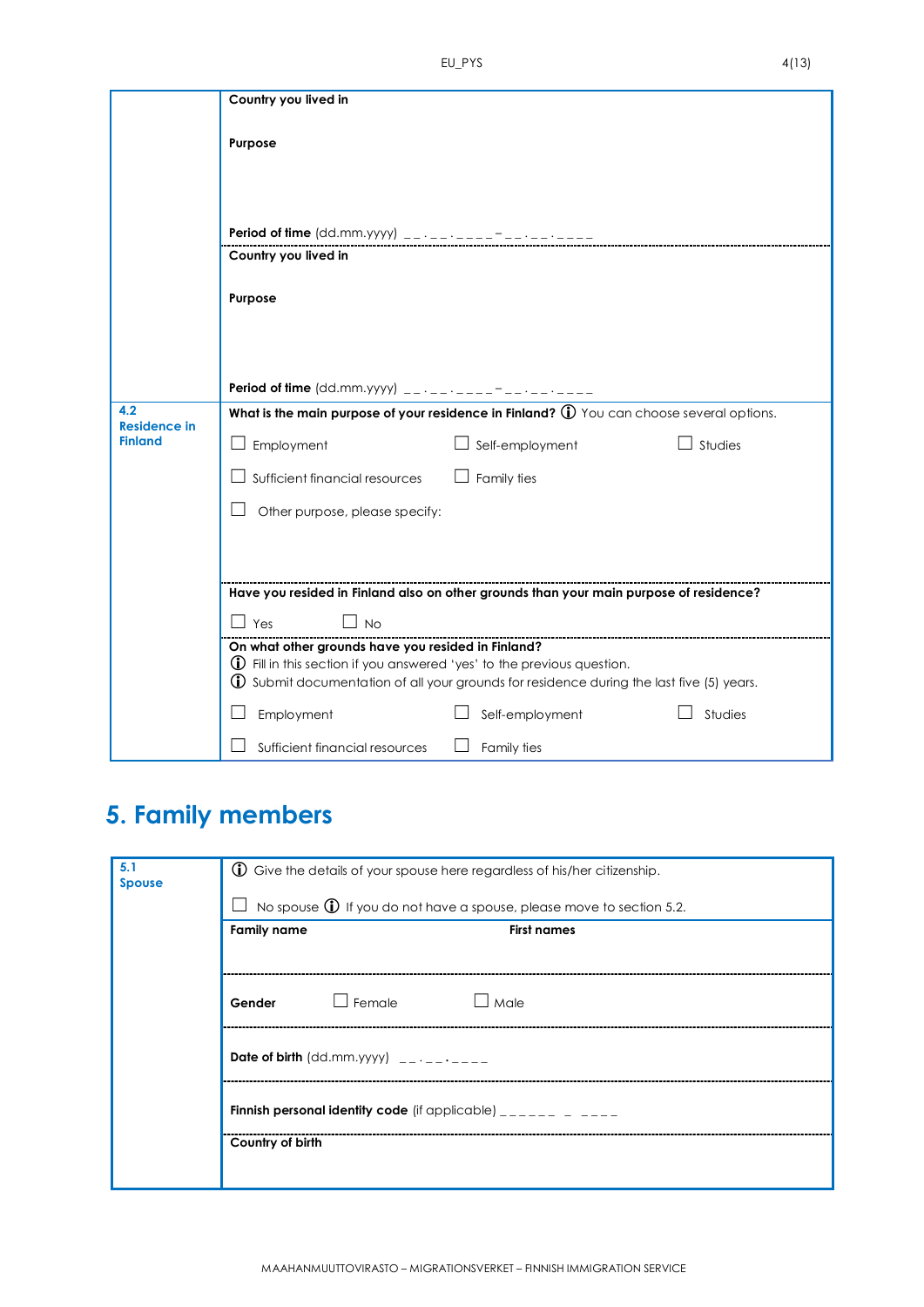| | |
|---|---|
| | **Country you lived in**<br><br>**Purpose**<br><br>**Period of time** (dd.mm.yyyy) __.__.____–__.__.____ |
| | **Country you lived in**<br><br>**Purpose**<br><br>**Period of time** (dd.mm.yyyy) __.__.____–__.__.____ |
| **4.2 Residence in Finland** | **What is the main purpose of your residence in Finland?** ⓘ You can choose several options.<br><br>☐ Employment ☐ Self-employment ☐ Studies<br><br>☐ Sufficient financial resources ☐ Family ties<br><br>☐ Other purpose, please specify: |
| | **Have you resided in Finland also on other grounds than your main purpose of residence?**<br><br>☐ Yes ☐ No |
| | **On what other grounds have you resided in Finland?**<br>ⓘ Fill in this section if you answered 'yes' to the previous question.<br>ⓘ Submit documentation of all your grounds for residence during the last five (5) years.<br><br>☐ Employment ☐ Self-employment ☐ Studies<br><br>☐ Sufficient financial resources ☐ Family ties |

# 5. Family members

| | |
|---|---|
| **5.1 Spouse** | ⓘ Give the details of your spouse here regardless of his/her citizenship.<br><br>☐ No spouse ⓘ If you do not have a spouse, please move to section 5.2. |
| | **Family name** **First names** |
| | **Gender** ☐ Female ☐ Male |
| | **Date of birth** (dd.mm.yyyy) __.__.____ |
| | **Finnish personal identity code** (if applicable) ______ _ ____ |
| | **Country of birth** |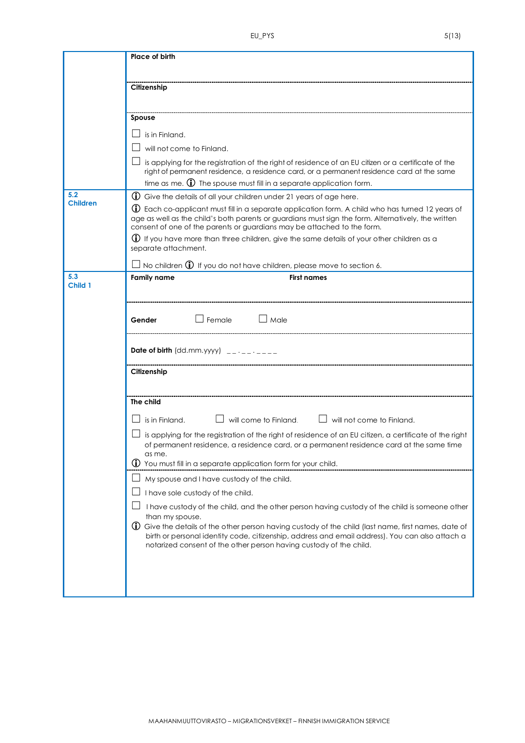**Place of birth**

**Citizenship**

**Spouse**

☐ is in Finland.

☐ will not come to Finland.

☐ is applying for the registration of the right of residence of an EU citizen or a certificate of the right of permanent residence, a residence card, or a permanent residence card at the same time as me. ⓘ The spouse must fill in a separate application form.

## 5.2 Children

ⓘ Give the details of all your children under 21 years of age here.

ⓘ Each co-applicant must fill in a separate application form. A child who has turned 12 years of age as well as the child's both parents or guardians must sign the form. Alternatively, the written consent of one of the parents or guardians may be attached to the form.

ⓘ If you have more than three children, give the same details of your other children as a separate attachment.

☐ No children ⓘ If you do not have children, please move to section 6.

## 5.3 Child 1

**Family name** **First names**

**Gender** ☐ Female ☐ Male

**Date of birth** (dd.mm.yyyy) __.__.____

**Citizenship**

**The child**

☐ is in Finland. ☐ will come to Finland. ☐ will not come to Finland.

☐ is applying for the registration of the right of residence of an EU citizen, a certificate of the right of permanent residence, a residence card, or a permanent residence card at the same time as me.

ⓘ You must fill in a separate application form for your child.

☐ My spouse and I have custody of the child.

☐ I have sole custody of the child.

☐ I have custody of the child, and the other person having custody of the child is someone other than my spouse.

ⓘ Give the details of the other person having custody of the child (last name, first names, date of birth or personal identity code, citizenship, address and email address). You can also attach a notarized consent of the other person having custody of the child.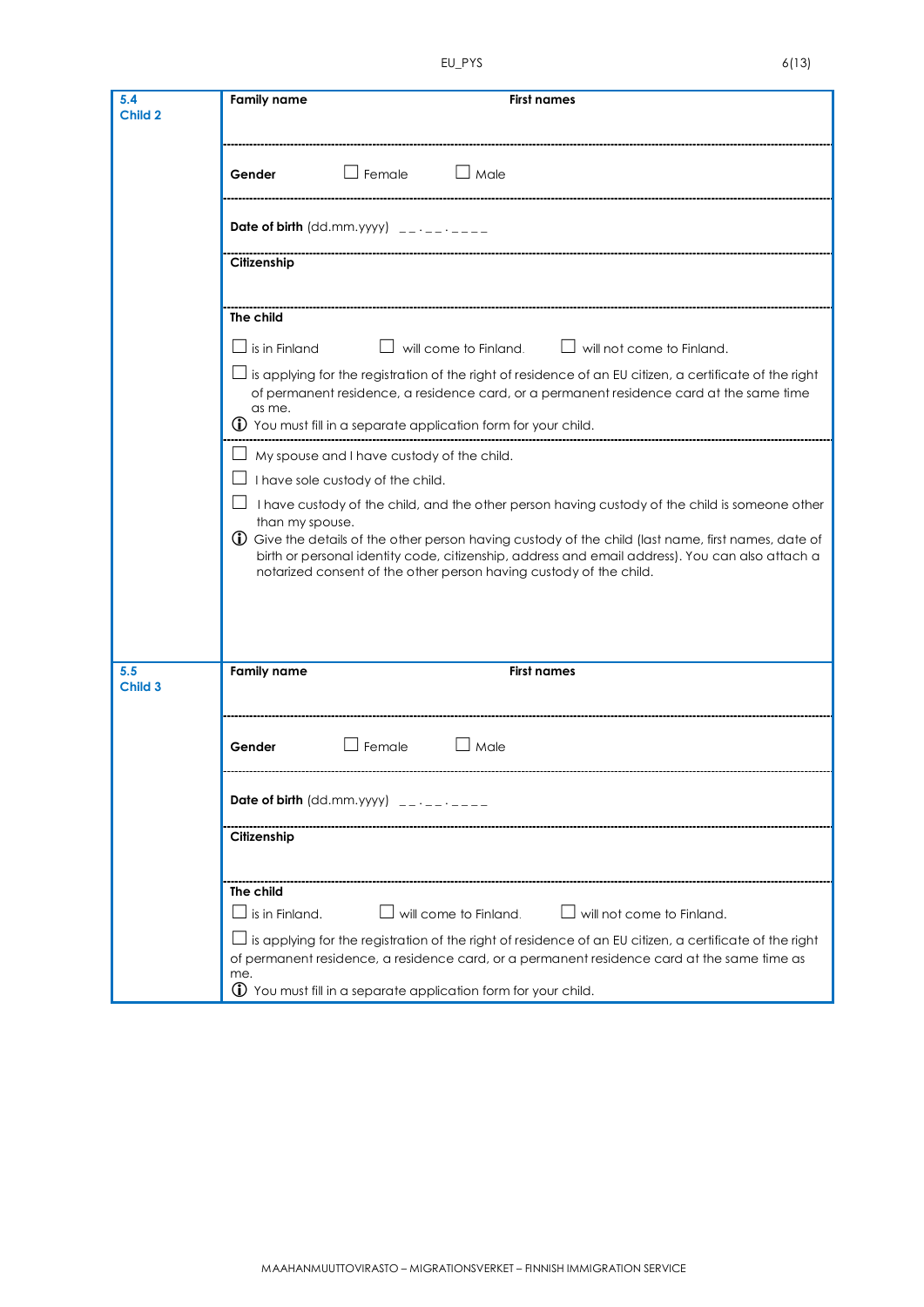## 5.4 Child 2

**Family name** | **First names**

**Gender** ☐ Female ☐ Male

**Date of birth** (dd.mm.yyyy) __.__.____

**Citizenship**

**The child**

☐ is in Finland ☐ will come to Finland. ☐ will not come to Finland.

☐ is applying for the registration of the right of residence of an EU citizen, a certificate of the right of permanent residence, a residence card, or a permanent residence card at the same time as me.

ⓘ You must fill in a separate application form for your child.

☐ My spouse and I have custody of the child.

☐ I have sole custody of the child.

☐ I have custody of the child, and the other person having custody of the child is someone other than my spouse.

ⓘ Give the details of the other person having custody of the child (last name, first names, date of birth or personal identity code, citizenship, address and email address). You can also attach a notarized consent of the other person having custody of the child.

## 5.5 Child 3

**Family name** | **First names**

**Gender** ☐ Female ☐ Male

**Date of birth** (dd.mm.yyyy) __.__.____

**Citizenship**

**The child**

☐ is in Finland. ☐ will come to Finland. ☐ will not come to Finland.

☐ is applying for the registration of the right of residence of an EU citizen, a certificate of the right of permanent residence, a residence card, or a permanent residence card at the same time as me.

ⓘ You must fill in a separate application form for your child.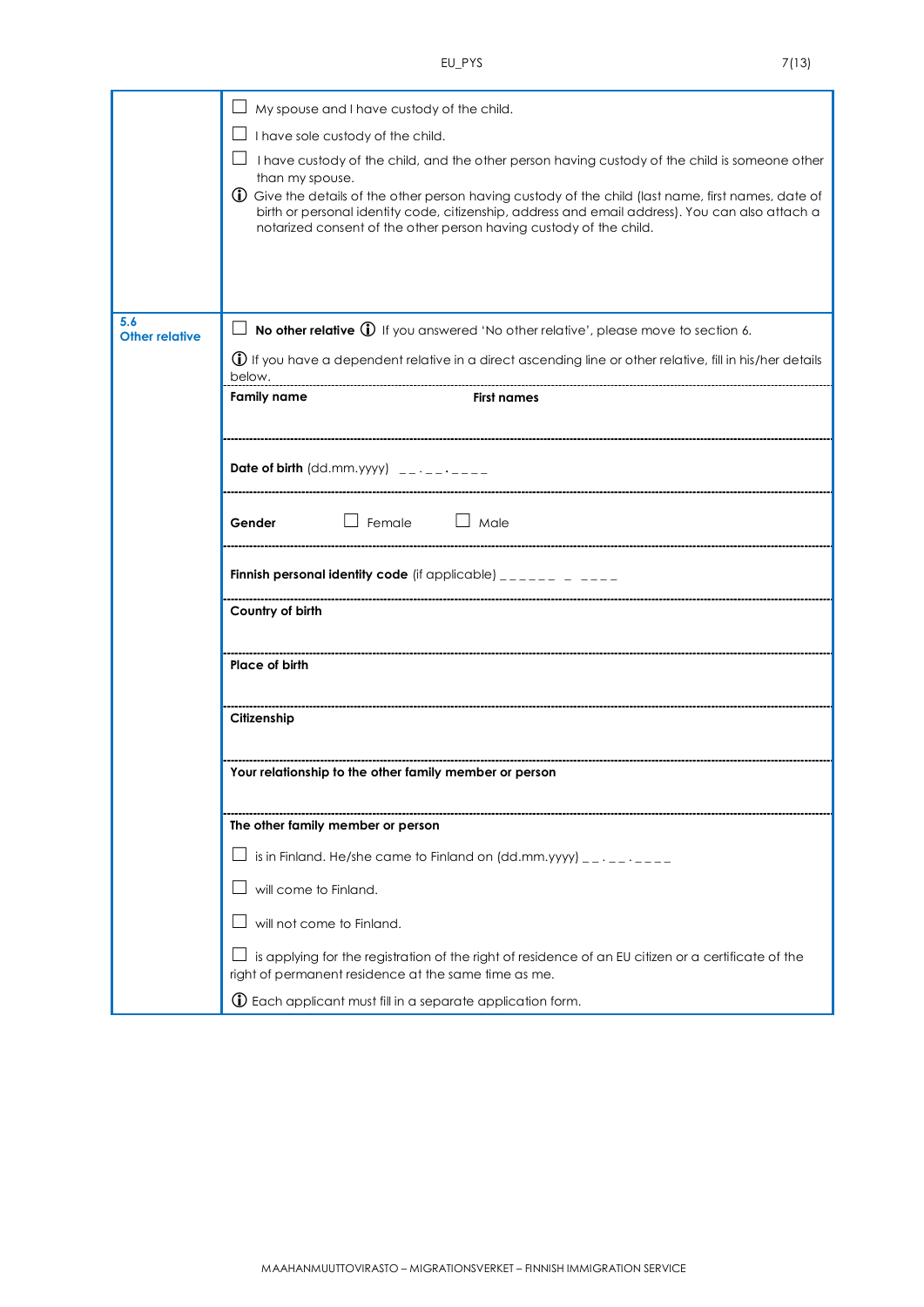☐ My spouse and I have custody of the child.

☐ I have sole custody of the child.

☐ I have custody of the child, and the other person having custody of the child is someone other than my spouse.

ⓘ Give the details of the other person having custody of the child (last name, first names, date of birth or personal identity code, citizenship, address and email address). You can also attach a notarized consent of the other person having custody of the child.

## 5.6 Other relative

☐ **No other relative** ⓘ If you answered 'No other relative', please move to section 6.

ⓘ If you have a dependent relative in a direct ascending line or other relative, fill in his/her details below.

**Family name** **First names**

**Date of birth** (dd.mm.yyyy) __ . __ . ____

**Gender** ☐ Female ☐ Male

**Finnish personal identity code** (if applicable) ______ _ ____

**Country of birth**

**Place of birth**

**Citizenship**

**Your relationship to the other family member or person**

**The other family member or person**

☐ is in Finland. He/she came to Finland on (dd.mm.yyyy) __ . __ . ____

☐ will come to Finland.

☐ will not come to Finland.

☐ is applying for the registration of the right of residence of an EU citizen or a certificate of the right of permanent residence at the same time as me.

ⓘ Each applicant must fill in a separate application form.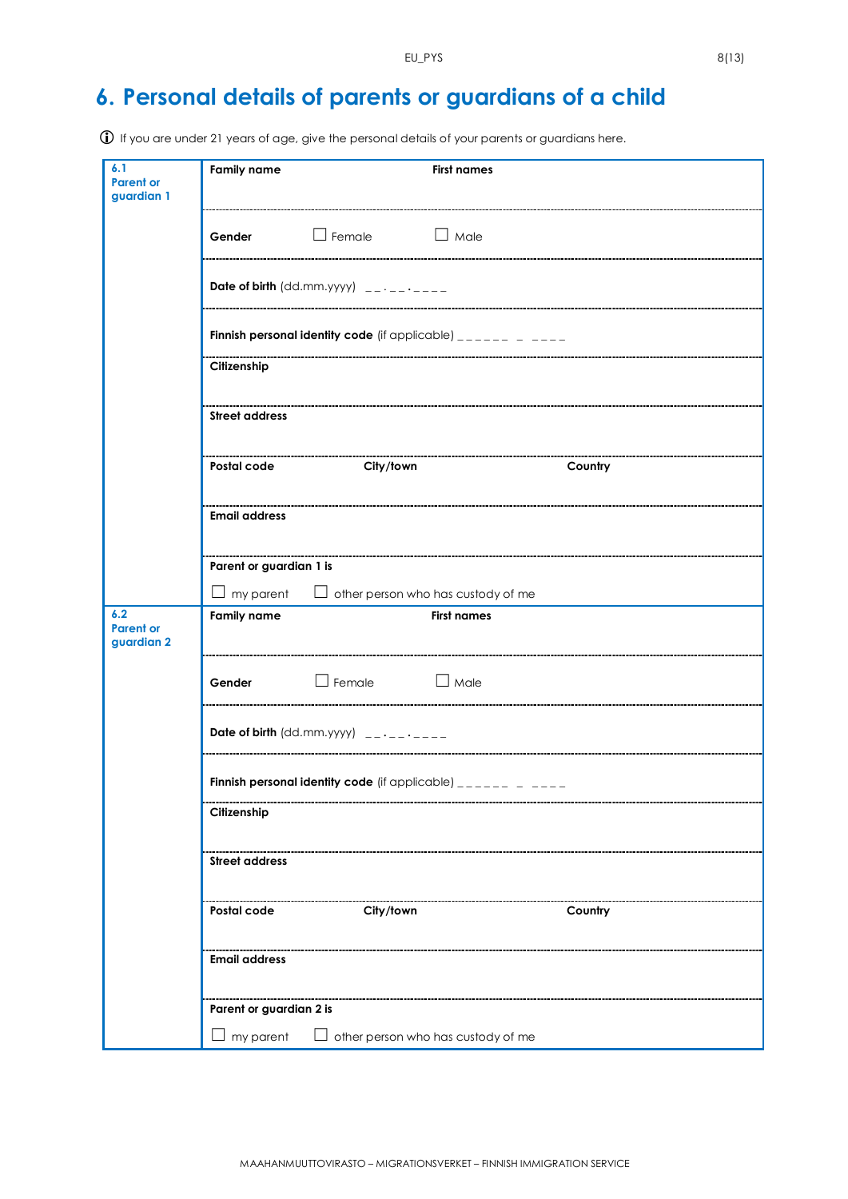# 6. Personal details of parents or guardians of a child

ⓘ If you are under 21 years of age, give the personal details of your parents or guardians here.

| | |
|---|---|
| **6.1 Parent or guardian 1** | **Family name** **First names** |
| | **Gender** ☐ Female ☐ Male |
| | **Date of birth** (dd.mm.yyyy) __.__.____ |
| | **Finnish personal identity code** (if applicable) ______ _ ____ |
| | **Citizenship** |
| | **Street address** |
| | **Postal code** **City/town** **Country** |
| | **Email address** |
| | **Parent or guardian 1 is**<br>☐ my parent ☐ other person who has custody of me |
| **6.2 Parent or guardian 2** | **Family name** **First names** |
| | **Gender** ☐ Female ☐ Male |
| | **Date of birth** (dd.mm.yyyy) __.__.____ |
| | **Finnish personal identity code** (if applicable) ______ _ ____ |
| | **Citizenship** |
| | **Street address** |
| | **Postal code** **City/town** **Country** |
| | **Email address** |
| | **Parent or guardian 2 is**<br>☐ my parent ☐ other person who has custody of me |

MAAHANMUUTTOVIRASTO – MIGRATIONSVERKET – FINNISH IMMIGRATION SERVICE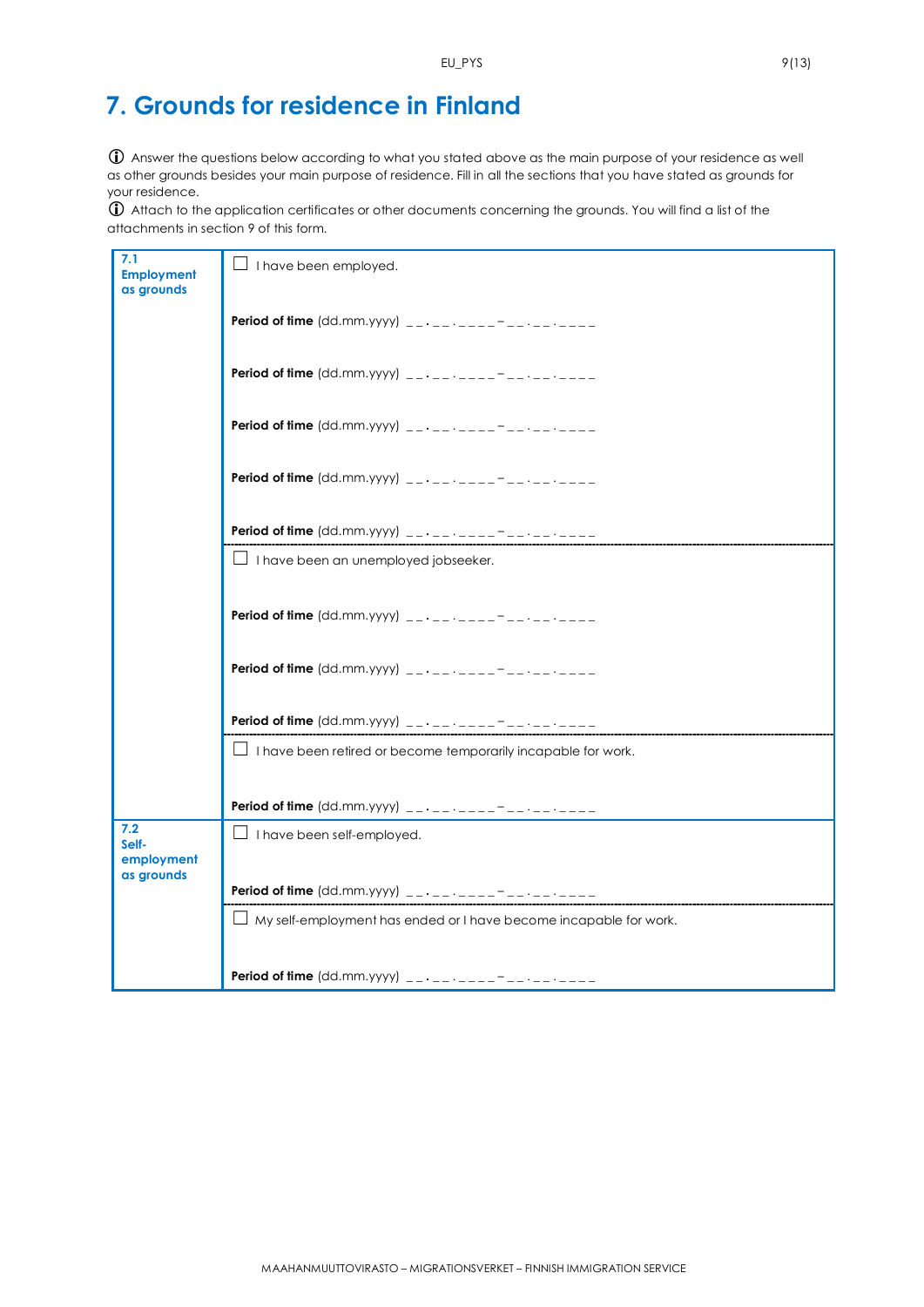# 7. Grounds for residence in Finland

ⓘ Answer the questions below according to what you stated above as the main purpose of your residence as well as other grounds besides your main purpose of residence. Fill in all the sections that you have stated as grounds for your residence.

ⓘ Attach to the application certificates or other documents concerning the grounds. You will find a list of the attachments in section 9 of this form.

| | |
|---|---|
| **7.1 Employment as grounds** | ☐ I have been employed.<br><br>**Period of time** (dd.mm.yyyy) __.__.____–__.__.____<br><br>**Period of time** (dd.mm.yyyy) __.__.____–__.__.____<br><br>**Period of time** (dd.mm.yyyy) __.__.____–__.__.____<br><br>**Period of time** (dd.mm.yyyy) __.__.____–__.__.____<br><br>**Period of time** (dd.mm.yyyy) __.__.____–__.__.____ |
| | ☐ I have been an unemployed jobseeker.<br><br>**Period of time** (dd.mm.yyyy) __.__.____–__.__.____<br><br>**Period of time** (dd.mm.yyyy) __.__.____–__.__.____<br><br>**Period of time** (dd.mm.yyyy) __.__.____–__.__.____ |
| | ☐ I have been retired or become temporarily incapable for work.<br><br>**Period of time** (dd.mm.yyyy) __.__.____–__.__.____ |
| **7.2 Self-employment as grounds** | ☐ I have been self-employed.<br><br>**Period of time** (dd.mm.yyyy) __.__.____–__.__.____ |
| | ☐ My self-employment has ended or I have become incapable for work.<br><br>**Period of time** (dd.mm.yyyy) __.__.____–__.__.____ |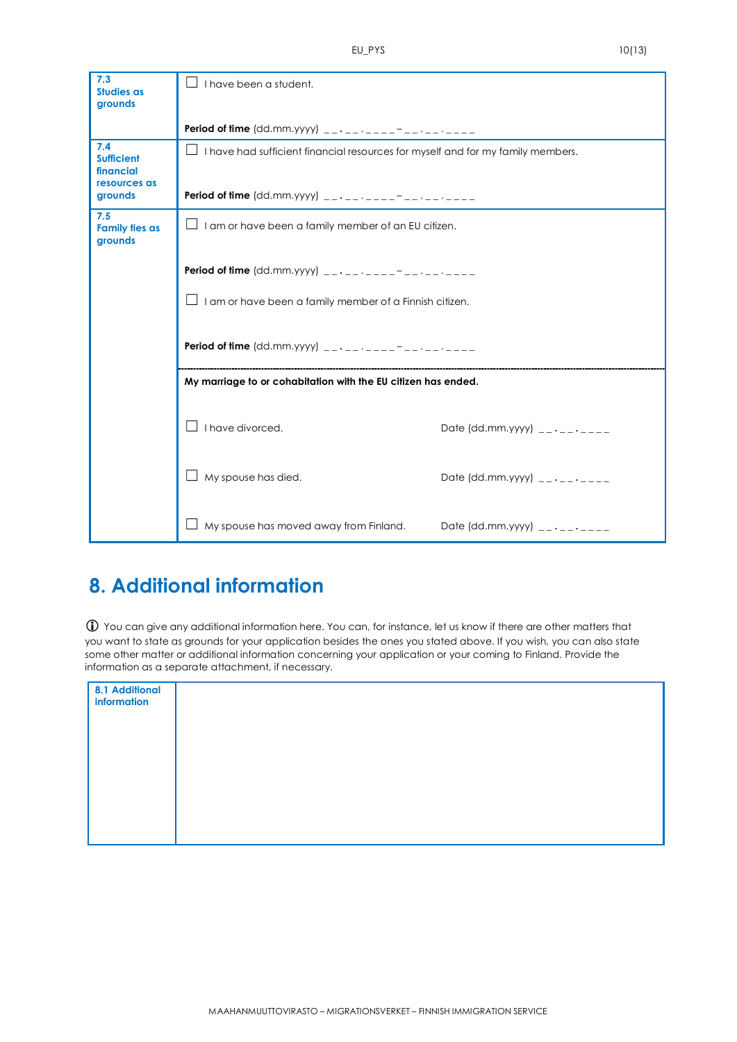| | |
|---|---|
| **7.3 Studies as grounds** | ☐ I have been a student.<br><br>**Period of time** (dd.mm.yyyy) __.__.____–__.__.____ |
| **7.4 Sufficient financial resources as grounds** | ☐ I have had sufficient financial resources for myself and for my family members.<br><br>**Period of time** (dd.mm.yyyy) __.__.____–__.__.____ |
| **7.5 Family ties as grounds** | ☐ I am or have been a family member of an EU citizen.<br><br>**Period of time** (dd.mm.yyyy) __.__.____–__.__.____<br><br>☐ I am or have been a family member of a Finnish citizen.<br><br>**Period of time** (dd.mm.yyyy) __.__.____–__.__.____ |
| | **My marriage to or cohabitation with the EU citizen has ended.**<br><br>☐ I have divorced. Date (dd.mm.yyyy) __.__.____<br><br>☐ My spouse has died. Date (dd.mm.yyyy) __.__.____<br><br>☐ My spouse has moved away from Finland. Date (dd.mm.yyyy) __.__.____ |

# 8. Additional information

ⓘ You can give any additional information here. You can, for instance, let us know if there are other matters that you want to state as grounds for your application besides the ones you stated above. If you wish, you can also state some other matter or additional information concerning your application or your coming to Finland. Provide the information as a separate attachment, if necessary.

| | |
|---|---|
| **8.1 Additional information** | |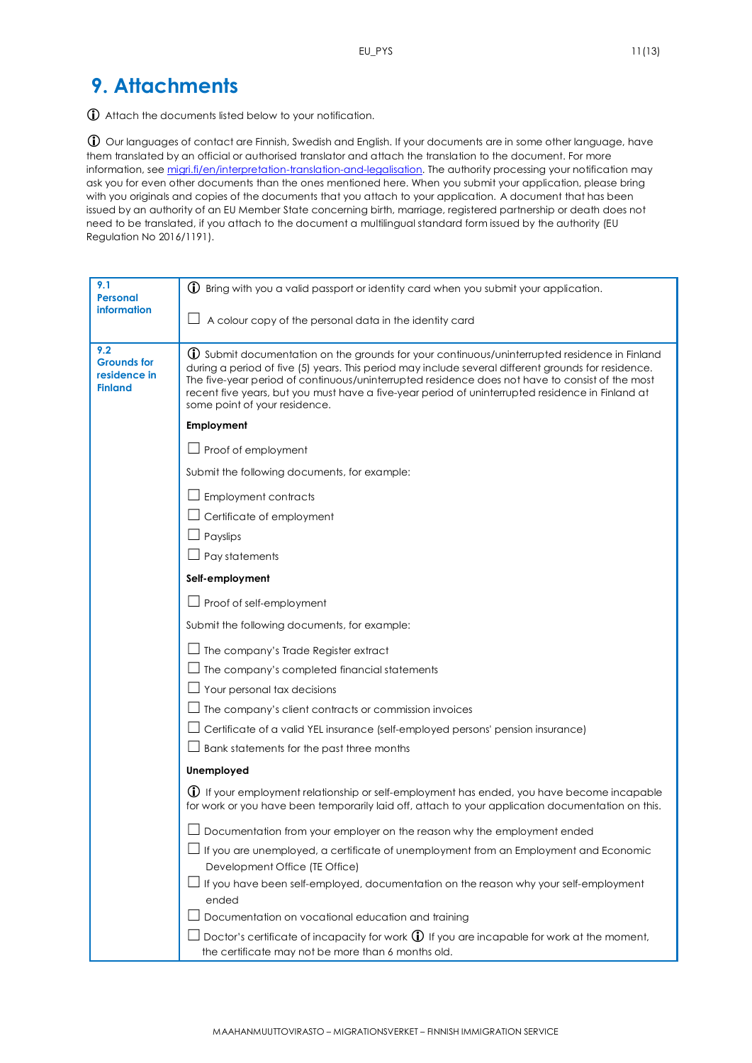# 9. Attachments

ⓘ Attach the documents listed below to your notification.

ⓘ Our languages of contact are Finnish, Swedish and English. If your documents are in some other language, have them translated by an official or authorised translator and attach the translation to the document. For more information, see [migri.fi/en/interpretation-translation-and-legalisation](migri.fi/en/interpretation-translation-and-legalisation). The authority processing your notification may ask you for even other documents than the ones mentioned here. When you submit your application, please bring with you originals and copies of the documents that you attach to your application. A document that has been issued by an authority of an EU Member State concerning birth, marriage, registered partnership or death does not need to be translated, if you attach to the document a multilingual standard form issued by the authority (EU Regulation No 2016/1191).

| | |
|---|---|
| **9.1 Personal information** | ⓘ Bring with you a valid passport or identity card when you submit your application.<br><br>☐ A colour copy of the personal data in the identity card |
| **9.2 Grounds for residence in Finland** | ⓘ Submit documentation on the grounds for your continuous/uninterrupted residence in Finland during a period of five (5) years. This period may include several different grounds for residence. The five-year period of continuous/uninterrupted residence does not have to consist of the most recent five years, but you must have a five-year period of uninterrupted residence in Finland at some point of your residence.<br><br>**Employment**<br><br>☐ Proof of employment<br><br>Submit the following documents, for example:<br><br>☐ Employment contracts<br>☐ Certificate of employment<br>☐ Payslips<br>☐ Pay statements<br><br>**Self-employment**<br><br>☐ Proof of self-employment<br><br>Submit the following documents, for example:<br><br>☐ The company's Trade Register extract<br>☐ The company's completed financial statements<br>☐ Your personal tax decisions<br>☐ The company's client contracts or commission invoices<br>☐ Certificate of a valid YEL insurance (self-employed persons' pension insurance)<br>☐ Bank statements for the past three months<br><br>**Unemployed**<br><br>ⓘ If your employment relationship or self-employment has ended, you have become incapable for work or you have been temporarily laid off, attach to your application documentation on this.<br><br>☐ Documentation from your employer on the reason why the employment ended<br>☐ If you are unemployed, a certificate of unemployment from an Employment and Economic Development Office (TE Office)<br>☐ If you have been self-employed, documentation on the reason why your self-employment ended<br>☐ Documentation on vocational education and training<br>☐ Doctor's certificate of incapacity for work ⓘ If you are incapable for work at the moment, the certificate may not be more than 6 months old. |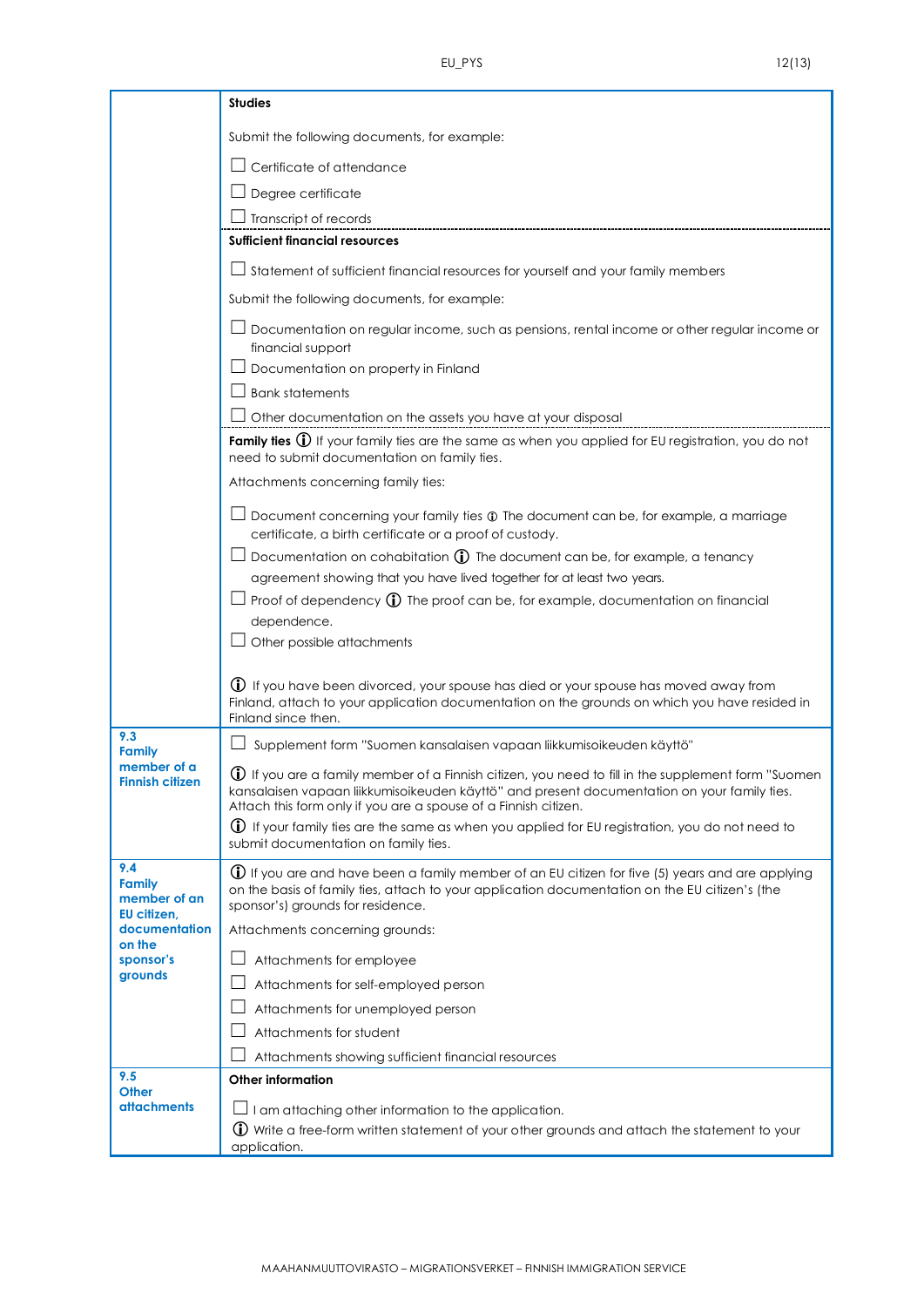| | |
|---|---|
| | **Studies**<br><br>Submit the following documents, for example:<br><br>☐ Certificate of attendance<br>☐ Degree certificate<br>☐ Transcript of records |
| | **Sufficient financial resources**<br><br>☐ Statement of sufficient financial resources for yourself and your family members<br><br>Submit the following documents, for example:<br><br>☐ Documentation on regular income, such as pensions, rental income or other regular income or financial support<br>☐ Documentation on property in Finland<br>☐ Bank statements<br>☐ Other documentation on the assets you have at your disposal |
| | **Family ties** ⓘ If your family ties are the same as when you applied for EU registration, you do not need to submit documentation on family ties.<br><br>Attachments concerning family ties:<br><br>☐ Document concerning your family ties ⓘ The document can be, for example, a marriage certificate, a birth certificate or a proof of custody.<br>☐ Documentation on cohabitation ⓘ The document can be, for example, a tenancy agreement showing that you have lived together for at least two years.<br>☐ Proof of dependency ⓘ The proof can be, for example, documentation on financial dependence.<br>☐ Other possible attachments<br><br>ⓘ If you have been divorced, your spouse has died or your spouse has moved away from Finland, attach to your application documentation on the grounds on which you have resided in Finland since then. |
| **9.3 Family member of a Finnish citizen** | ☐ Supplement form "Suomen kansalaisen vapaan liikkumisoikeuden käyttö"<br><br>ⓘ If you are a family member of a Finnish citizen, you need to fill in the supplement form "Suomen kansalaisen vapaan liikkumisoikeuden käyttö" and present documentation on your family ties. Attach this form only if you are a spouse of a Finnish citizen.<br>ⓘ If your family ties are the same as when you applied for EU registration, you do not need to submit documentation on family ties. |
| **9.4 Family member of an EU citizen, documentation on the sponsor's grounds** | ⓘ If you are and have been a family member of an EU citizen for five (5) years and are applying on the basis of family ties, attach to your application documentation on the EU citizen's (the sponsor's) grounds for residence.<br><br>Attachments concerning grounds:<br><br>☐ Attachments for employee<br>☐ Attachments for self-employed person<br>☐ Attachments for unemployed person<br>☐ Attachments for student<br>☐ Attachments showing sufficient financial resources |
| **9.5 Other attachments** | **Other information**<br><br>☐ I am attaching other information to the application.<br>ⓘ Write a free-form written statement of your other grounds and attach the statement to your application. |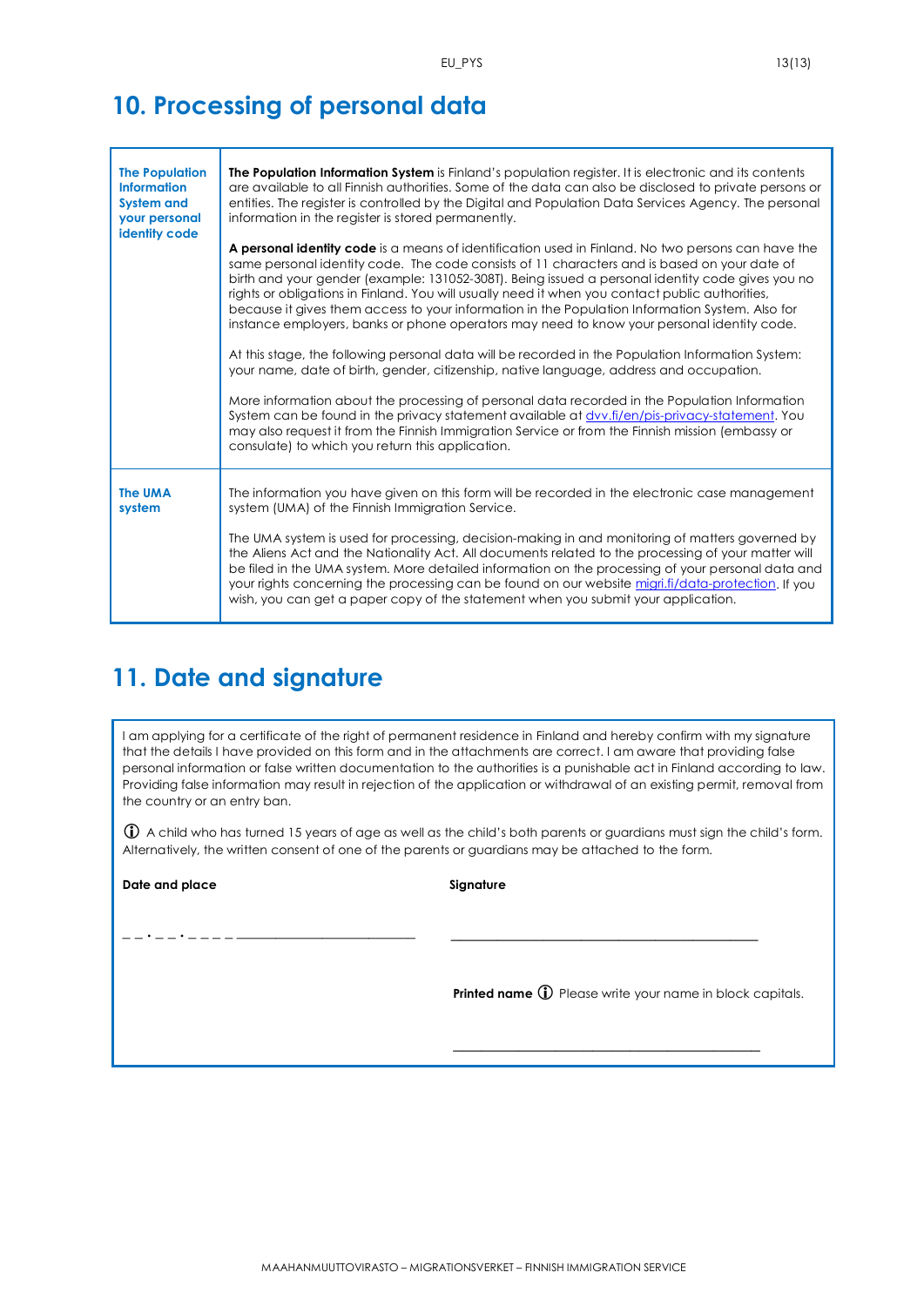# 10. Processing of personal data

| | |
|---|---|
| **The Population Information System and your personal identity code** | **The Population Information System** is Finland's population register. It is electronic and its contents are available to all Finnish authorities. Some of the data can also be disclosed to private persons or entities. The register is controlled by the Digital and Population Data Services Agency. The personal information in the register is stored permanently.<br><br>**A personal identity code** is a means of identification used in Finland. No two persons can have the same personal identity code. The code consists of 11 characters and is based on your date of birth and your gender (example: 131052-308T). Being issued a personal identity code gives you no rights or obligations in Finland. You will usually need it when you contact public authorities, because it gives them access to your information in the Population Information System. Also for instance employers, banks or phone operators may need to know your personal identity code.<br><br>At this stage, the following personal data will be recorded in the Population Information System: your name, date of birth, gender, citizenship, native language, address and occupation.<br><br>More information about the processing of personal data recorded in the Population Information System can be found in the privacy statement available at dvv.fi/en/pis-privacy-statement. You may also request it from the Finnish Immigration Service or from the Finnish mission (embassy or consulate) to which you return this application. |
| **The UMA system** | The information you have given on this form will be recorded in the electronic case management system (UMA) of the Finnish Immigration Service.<br><br>The UMA system is used for processing, decision-making in and monitoring of matters governed by the Aliens Act and the Nationality Act. All documents related to the processing of your matter will be filed in the UMA system. More detailed information on the processing of your personal data and your rights concerning the processing can be found on our website migri.fi/data-protection. If you wish, you can get a paper copy of the statement when you submit your application. |

# 11. Date and signature

I am applying for a certificate of the right of permanent residence in Finland and hereby confirm with my signature that the details I have provided on this form and in the attachments are correct. I am aware that providing false personal information or false written documentation to the authorities is a punishable act in Finland according to law. Providing false information may result in rejection of the application or withdrawal of an existing permit, removal from the country or an entry ban.

ⓘ A child who has turned 15 years of age as well as the child's both parents or guardians must sign the child's form. Alternatively, the written consent of one of the parents or guardians may be attached to the form.

**Date and place**

_ _ . _ _ . _ _ _ _ ______________________

**Signature**

______________________________

**Printed name** ⓘ Please write your name in block capitals.

______________________________